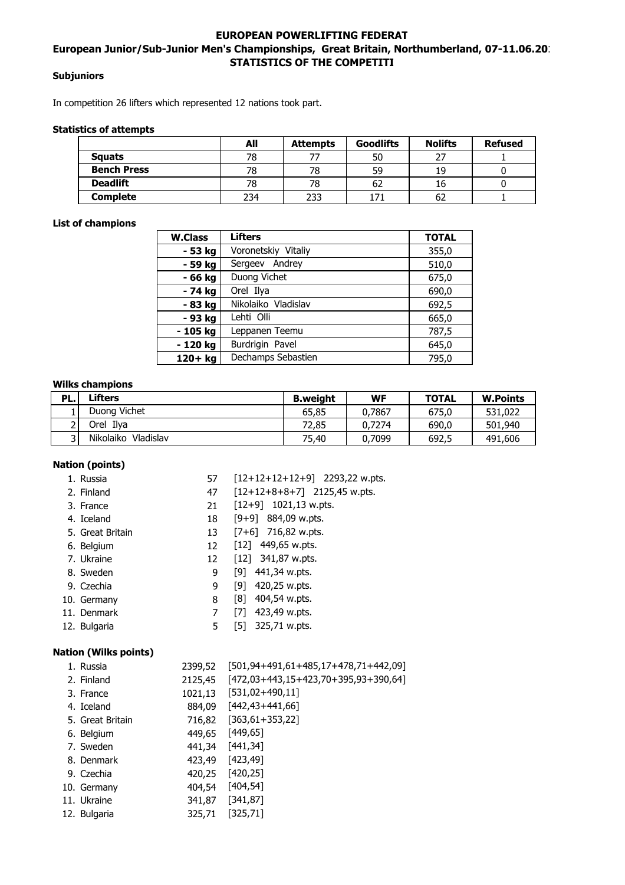# EUROPEAN POWERLIFTING FEDERAT

## European Junior/Sub-Junior Men's Championships, Great Britain, Northumberland, 07-11.06.20

## STATISTICS OF THE COMPETITI

**Subjuniors**

In competition 26 lifters which represented 12 nations took part.

**Statistics of attempts**

| | All | Attempts | Goodlifts | Nolifts | Refused |
|---|---|---|---|---|---|
| **Squats** | 78 | 77 | 50 | 27 | 1 |
| **Bench Press** | 78 | 78 | 59 | 19 | 0 |
| **Deadlift** | 78 | 78 | 62 | 16 | 0 |
| **Complete** | 234 | 233 | 171 | 62 | 1 |

**List of champions**

| W.Class | Lifters | TOTAL |
|---|---|---|
| - 53 kg | Voronetskiy Vitaliy | 355,0 |
| - 59 kg | Sergeev Andrey | 510,0 |
| - 66 kg | Duong Vichet | 675,0 |
| - 74 kg | Orel Ilya | 690,0 |
| - 83 kg | Nikolaiko Vladislav | 692,5 |
| - 93 kg | Lehti Olli | 665,0 |
| - 105 kg | Leppanen Teemu | 787,5 |
| - 120 kg | Burdrigin Pavel | 645,0 |
| 120+ kg | Dechamps Sebastien | 795,0 |

**Wilks champions**

| PL. | Lifters | B.weight | WF | TOTAL | W.Points |
|---|---|---|---|---|---|
| 1 | Duong Vichet | 65,85 | 0,7867 | 675,0 | 531,022 |
| 2 | Orel Ilya | 72,85 | 0,7274 | 690,0 | 501,940 |
| 3 | Nikolaiko Vladislav | 75,40 | 0,7099 | 692,5 | 491,606 |

**Nation (points)**

1. Russia 57 [12+12+12+12+9] 2293,22 w.pts.
2. Finland 47 [12+12+8+8+7] 2125,45 w.pts.
3. France 21 [12+9] 1021,13 w.pts.
4. Iceland 18 [9+9] 884,09 w.pts.
5. Great Britain 13 [7+6] 716,82 w.pts.
6. Belgium 12 [12] 449,65 w.pts.
7. Ukraine 12 [12] 341,87 w.pts.
8. Sweden 9 [9] 441,34 w.pts.
9. Czechia 9 [9] 420,25 w.pts.
10. Germany 8 [8] 404,54 w.pts.
11. Denmark 7 [7] 423,49 w.pts.
12. Bulgaria 5 [5] 325,71 w.pts.

**Nation (Wilks points)**

1. Russia 2399,52 [501,94+491,61+485,17+478,71+442,09]
2. Finland 2125,45 [472,03+443,15+423,70+395,93+390,64]
3. France 1021,13 [531,02+490,11]
4. Iceland 884,09 [442,43+441,66]
5. Great Britain 716,82 [363,61+353,22]
6. Belgium 449,65 [449,65]
7. Sweden 441,34 [441,34]
8. Denmark 423,49 [423,49]
9. Czechia 420,25 [420,25]
10. Germany 404,54 [404,54]
11. Ukraine 341,87 [341,87]
12. Bulgaria 325,71 [325,71]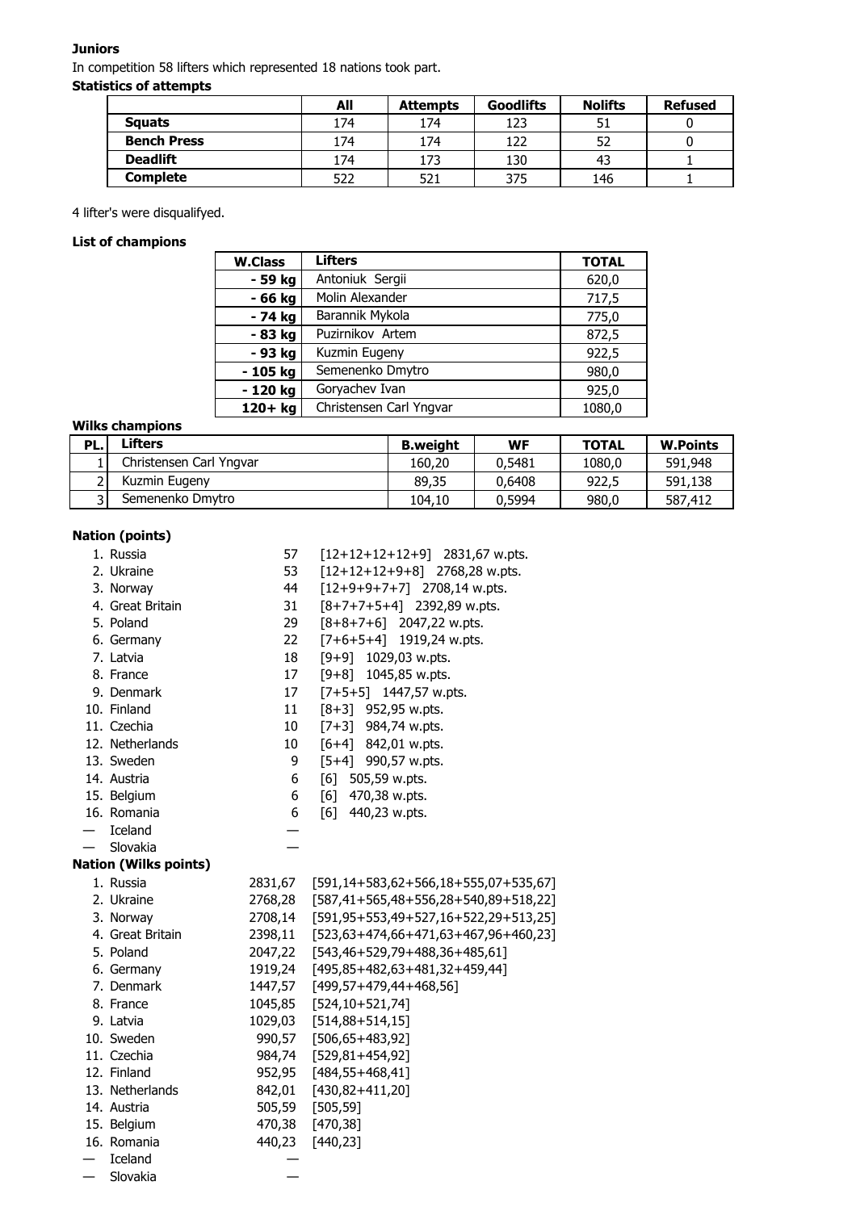**Juniors**

In competition 58 lifters which represented 18 nations took part.

**Statistics of attempts**

| | All | Attempts | Goodlifts | Nolifts | Refused |
|---|---|---|---|---|---|
| **Squats** | 174 | 174 | 123 | 51 | 0 |
| **Bench Press** | 174 | 174 | 122 | 52 | 0 |
| **Deadlift** | 174 | 173 | 130 | 43 | 1 |
| **Complete** | 522 | 521 | 375 | 146 | 1 |

4 lifter's were disqualifyed.

**List of champions**

| W.Class | Lifters | TOTAL |
|---|---|---|
| - 59 kg | Antoniuk Sergii | 620,0 |
| - 66 kg | Molin Alexander | 717,5 |
| - 74 kg | Barannik Mykola | 775,0 |
| - 83 kg | Puzirnikov Artem | 872,5 |
| - 93 kg | Kuzmin Eugeny | 922,5 |
| - 105 kg | Semenenko Dmytro | 980,0 |
| - 120 kg | Goryachev Ivan | 925,0 |
| 120+ kg | Christensen Carl Yngvar | 1080,0 |

**Wilks champions**

| PL. | Lifters | B.weight | WF | TOTAL | W.Points |
|---|---|---|---|---|---|
| 1 | Christensen Carl Yngvar | 160,20 | 0,5481 | 1080,0 | 591,948 |
| 2 | Kuzmin Eugeny | 89,35 | 0,6408 | 922,5 | 591,138 |
| 3 | Semenenko Dmytro | 104,10 | 0,5994 | 980,0 | 587,412 |

**Nation (points)**

| | | | |
|---|---|---|---|
| 1. | Russia | 57 | [12+12+12+12+9] 2831,67 w.pts. |
| 2. | Ukraine | 53 | [12+12+12+9+8] 2768,28 w.pts. |
| 3. | Norway | 44 | [12+9+9+7+7] 2708,14 w.pts. |
| 4. | Great Britain | 31 | [8+7+7+5+4] 2392,89 w.pts. |
| 5. | Poland | 29 | [8+8+7+6] 2047,22 w.pts. |
| 6. | Germany | 22 | [7+6+5+4] 1919,24 w.pts. |
| 7. | Latvia | 18 | [9+9] 1029,03 w.pts. |
| 8. | France | 17 | [9+8] 1045,85 w.pts. |
| 9. | Denmark | 17 | [7+5+5] 1447,57 w.pts. |
| 10. | Finland | 11 | [8+3] 952,95 w.pts. |
| 11. | Czechia | 10 | [7+3] 984,74 w.pts. |
| 12. | Netherlands | 10 | [6+4] 842,01 w.pts. |
| 13. | Sweden | 9 | [5+4] 990,57 w.pts. |
| 14. | Austria | 6 | [6] 505,59 w.pts. |
| 15. | Belgium | 6 | [6] 470,38 w.pts. |
| 16. | Romania | 6 | [6] 440,23 w.pts. |
| — | Iceland | — | |
| — | Slovakia | — | |

**Nation (Wilks points)**

| | | | |
|---|---|---|---|
| 1. | Russia | 2831,67 | [591,14+583,62+566,18+555,07+535,67] |
| 2. | Ukraine | 2768,28 | [587,41+565,48+556,28+540,89+518,22] |
| 3. | Norway | 2708,14 | [591,95+553,49+527,16+522,29+513,25] |
| 4. | Great Britain | 2398,11 | [523,63+474,66+471,63+467,96+460,23] |
| 5. | Poland | 2047,22 | [543,46+529,79+488,36+485,61] |
| 6. | Germany | 1919,24 | [495,85+482,63+481,32+459,44] |
| 7. | Denmark | 1447,57 | [499,57+479,44+468,56] |
| 8. | France | 1045,85 | [524,10+521,74] |
| 9. | Latvia | 1029,03 | [514,88+514,15] |
| 10. | Sweden | 990,57 | [506,65+483,92] |
| 11. | Czechia | 984,74 | [529,81+454,92] |
| 12. | Finland | 952,95 | [484,55+468,41] |
| 13. | Netherlands | 842,01 | [430,82+411,20] |
| 14. | Austria | 505,59 | [505,59] |
| 15. | Belgium | 470,38 | [470,38] |
| 16. | Romania | 440,23 | [440,23] |
| — | Iceland | — | |
| — | Slovakia | — | |